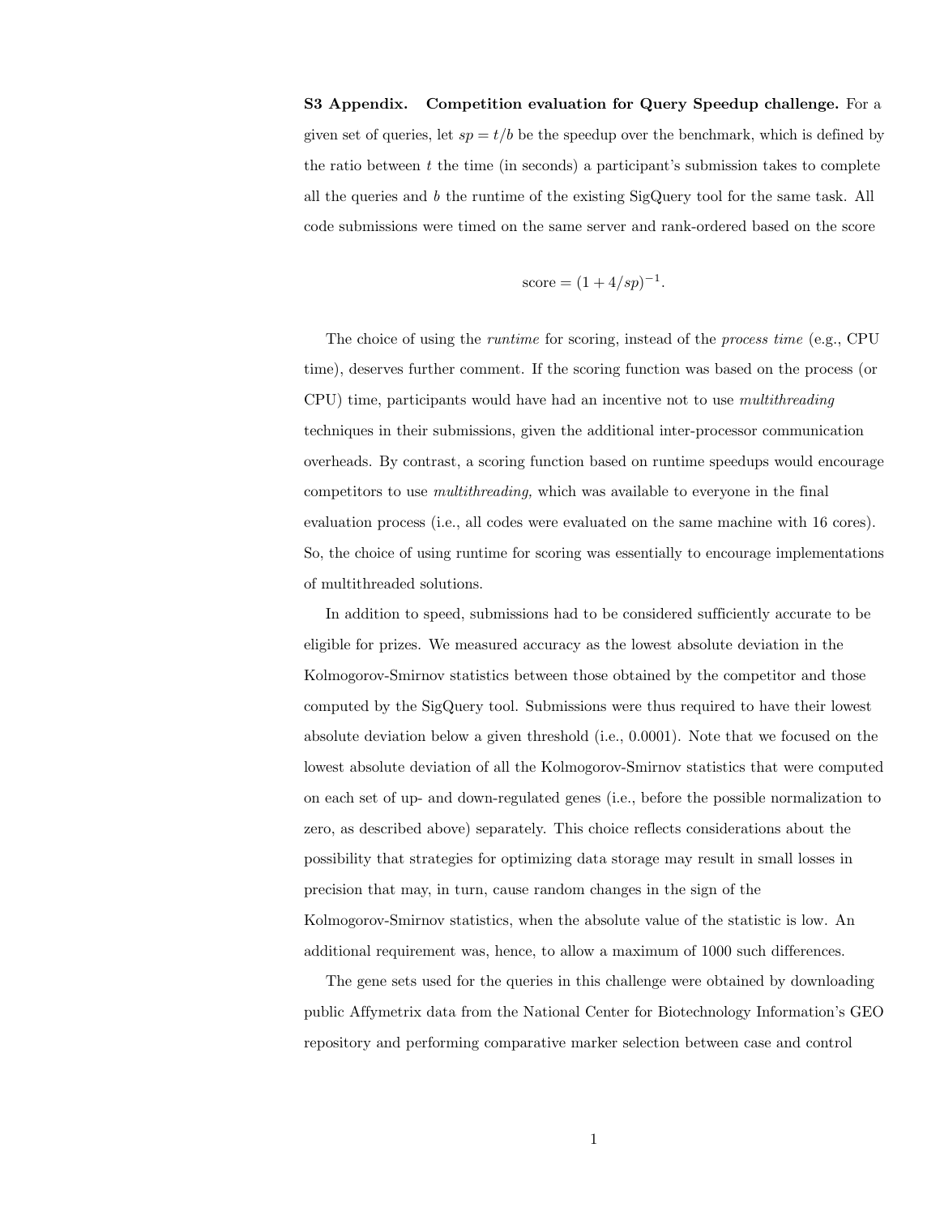**S3 Appendix. Competition evaluation for Query Speedup challenge.** For a given set of queries, let $sp = t/b$ be the speedup over the benchmark, which is defined by the ratio between $t$ the time (in seconds) a participant's submission takes to complete all the queries and $b$ the runtime of the existing SigQuery tool for the same task. All code submissions were timed on the same server and rank-ordered based on the score

$$\text{score} = (1 + 4/sp)^{-1}.$$

The choice of using the *runtime* for scoring, instead of the *process time* (e.g., CPU time), deserves further comment. If the scoring function was based on the process (or CPU) time, participants would have had an incentive not to use *multithreading* techniques in their submissions, given the additional inter-processor communication overheads. By contrast, a scoring function based on runtime speedups would encourage competitors to use *multithreading,* which was available to everyone in the final evaluation process (i.e., all codes were evaluated on the same machine with 16 cores). So, the choice of using runtime for scoring was essentially to encourage implementations of multithreaded solutions.

In addition to speed, submissions had to be considered sufficiently accurate to be eligible for prizes. We measured accuracy as the lowest absolute deviation in the Kolmogorov-Smirnov statistics between those obtained by the competitor and those computed by the SigQuery tool. Submissions were thus required to have their lowest absolute deviation below a given threshold (i.e., 0.0001). Note that we focused on the lowest absolute deviation of all the Kolmogorov-Smirnov statistics that were computed on each set of up- and down-regulated genes (i.e., before the possible normalization to zero, as described above) separately. This choice reflects considerations about the possibility that strategies for optimizing data storage may result in small losses in precision that may, in turn, cause random changes in the sign of the Kolmogorov-Smirnov statistics, when the absolute value of the statistic is low. An additional requirement was, hence, to allow a maximum of 1000 such differences.

The gene sets used for the queries in this challenge were obtained by downloading public Affymetrix data from the National Center for Biotechnology Information's GEO repository and performing comparative marker selection between case and control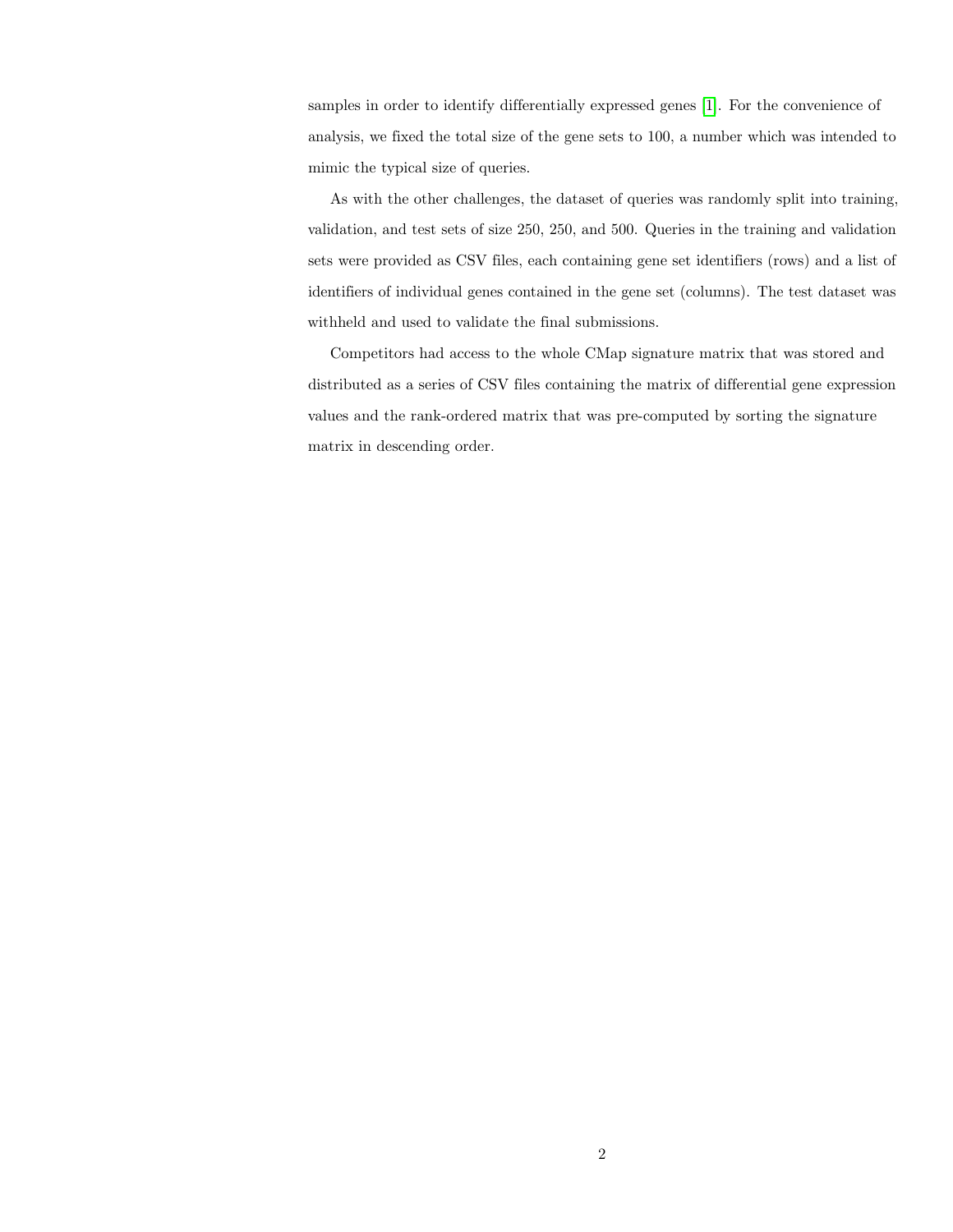samples in order to identify differentially expressed genes [1]. For the convenience of analysis, we fixed the total size of the gene sets to 100, a number which was intended to mimic the typical size of queries.

As with the other challenges, the dataset of queries was randomly split into training, validation, and test sets of size 250, 250, and 500. Queries in the training and validation sets were provided as CSV files, each containing gene set identifiers (rows) and a list of identifiers of individual genes contained in the gene set (columns). The test dataset was withheld and used to validate the final submissions.

Competitors had access to the whole CMap signature matrix that was stored and distributed as a series of CSV files containing the matrix of differential gene expression values and the rank-ordered matrix that was pre-computed by sorting the signature matrix in descending order.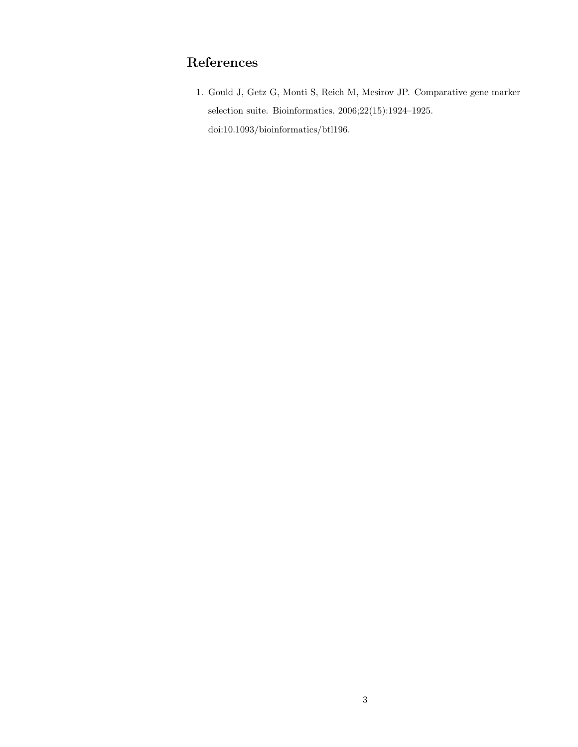## References

1. Gould J, Getz G, Monti S, Reich M, Mesirov JP. Comparative gene marker selection suite. Bioinformatics. 2006;22(15):1924–1925. doi:10.1093/bioinformatics/btl196.